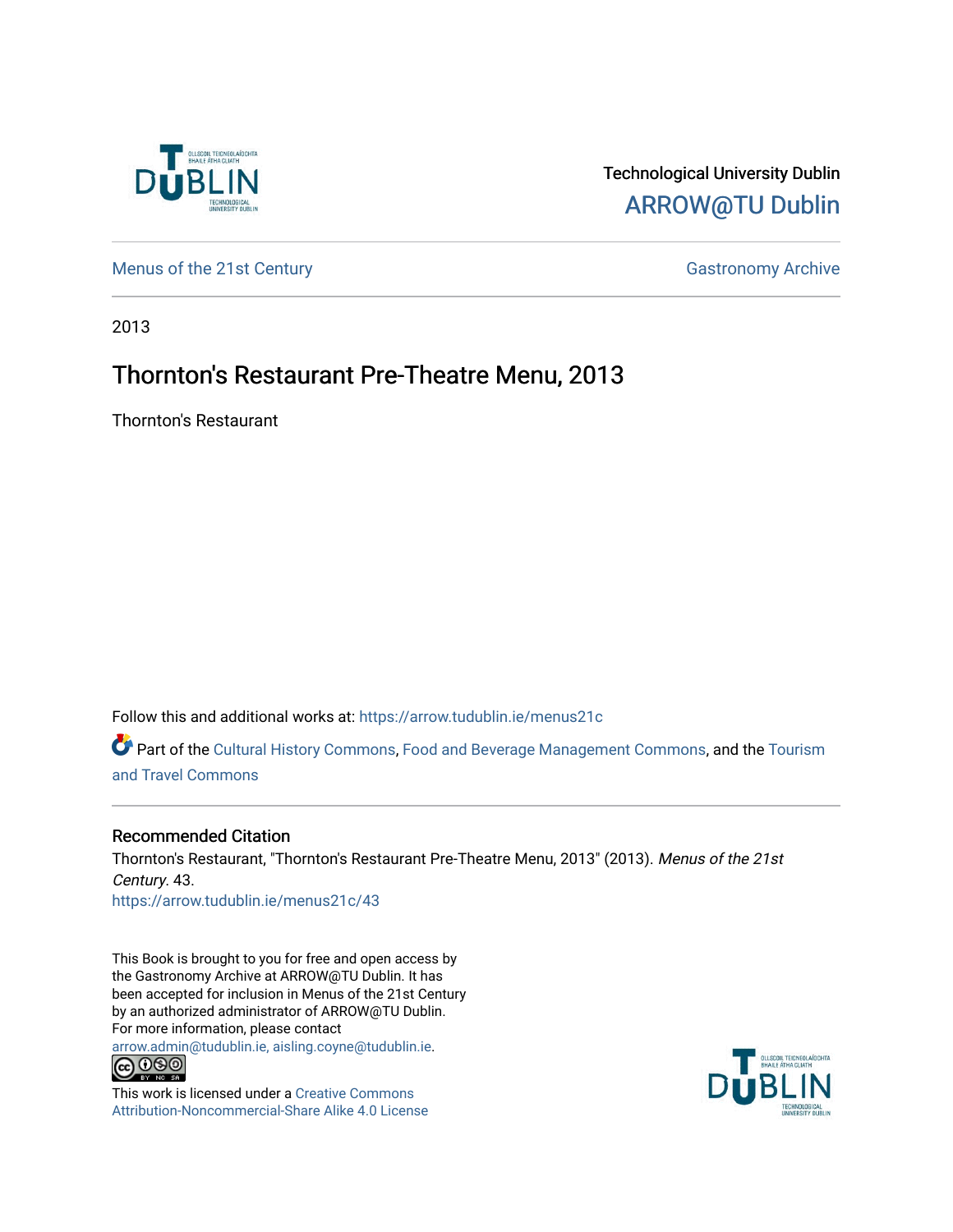Technological University Dublin

ARROW@TU Dublin

Menus of the 21st Century

Gastronomy Archive

2013

# Thornton's Restaurant Pre-Theatre Menu, 2013

Thornton's Restaurant

Follow this and additional works at: https://arrow.tudublin.ie/menus21c

Part of the Cultural History Commons, Food and Beverage Management Commons, and the Tourism and Travel Commons

## Recommended Citation

Thornton's Restaurant, "Thornton's Restaurant Pre-Theatre Menu, 2013" (2013). *Menus of the 21st Century*. 43.
https://arrow.tudublin.ie/menus21c/43

This Book is brought to you for free and open access by the Gastronomy Archive at ARROW@TU Dublin. It has been accepted for inclusion in Menus of the 21st Century by an authorized administrator of ARROW@TU Dublin. For more information, please contact arrow.admin@tudublin.ie, aisling.coyne@tudublin.ie.

This work is licensed under a Creative Commons Attribution-Noncommercial-Share Alike 4.0 License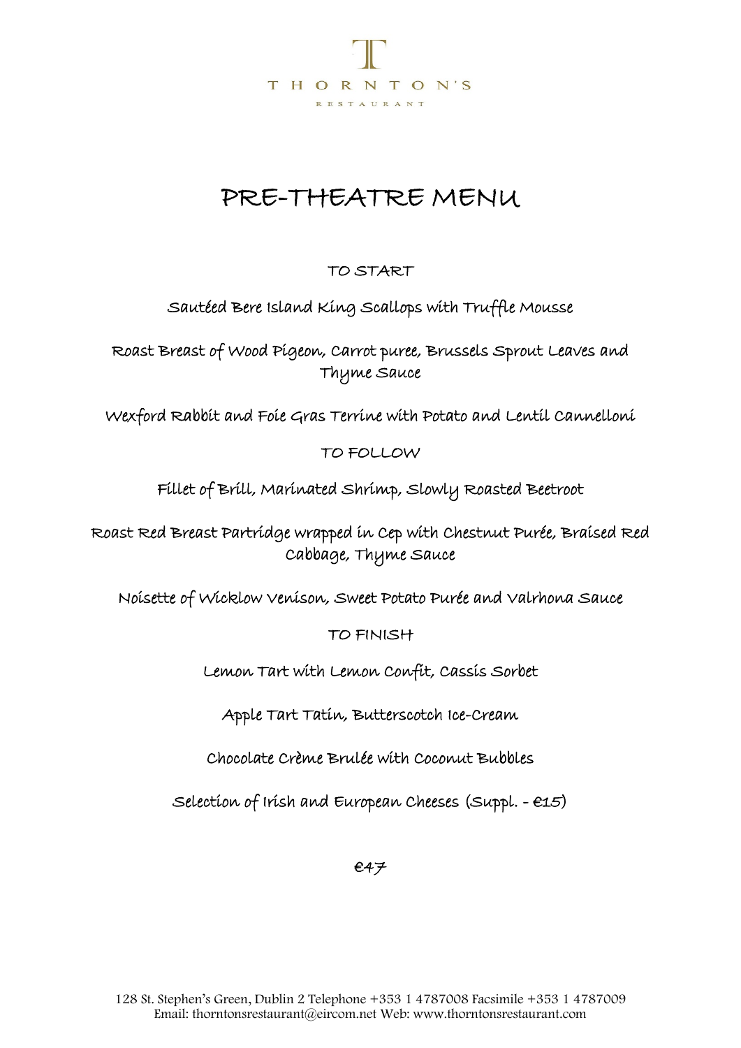THORNTON'S

RESTAURANT

# PRE-THEATRE MENU

## TO START

Sautéed Bere Island King Scallops with Truffle Mousse

Roast Breast of Wood Pigeon, Carrot puree, Brussels Sprout Leaves and Thyme Sauce

Wexford Rabbit and Foie Gras Terrine with Potato and Lentil Cannelloni

## TO FOLLOW

Fillet of Brill, Marinated Shrimp, Slowly Roasted Beetroot

Roast Red Breast Partridge wrapped in Cep with Chestnut Purée, Braised Red Cabbage, Thyme Sauce

Noisette of Wicklow Venison, Sweet Potato Purée and Valrhona Sauce

## TO FINISH

Lemon Tart with Lemon Confit, Cassis Sorbet

Apple Tart Tatin, Butterscotch Ice-Cream

Chocolate Crème Brulée with Coconut Bubbles

Selection of Irish and European Cheeses (Suppl. - €15)

€47

128 St. Stephen's Green, Dublin 2 Telephone +353 1 4787008 Facsimile +353 1 4787009
Email: thorntonsrestaurant@eircom.net Web: www.thorntonsrestaurant.com